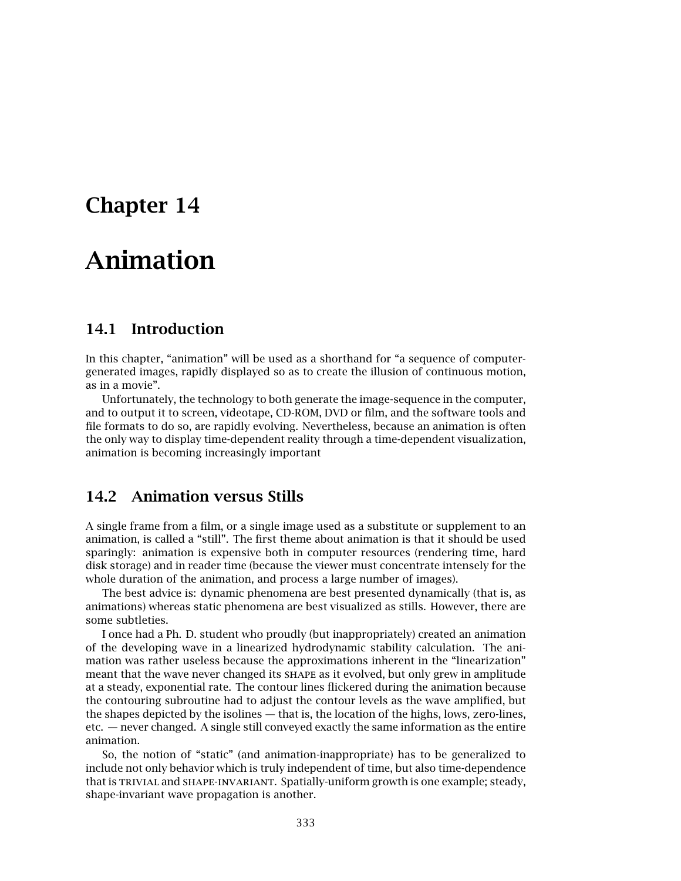# Chapter 14

# Animation

## 14.1 Introduction

In this chapter, "animation" will be used as a shorthand for "a sequence of computer-generated images, rapidly displayed so as to create the illusion of continuous motion, as in a movie".

Unfortunately, the technology to both generate the image-sequence in the computer, and to output it to screen, videotape, CD-ROM, DVD or film, and the software tools and file formats to do so, are rapidly evolving. Nevertheless, because an animation is often the only way to display time-dependent reality through a time-dependent visualization, animation is becoming increasingly important

## 14.2 Animation versus Stills

A single frame from a film, or a single image used as a substitute or supplement to an animation, is called a "still". The first theme about animation is that it should be used sparingly: animation is expensive both in computer resources (rendering time, hard disk storage) and in reader time (because the viewer must concentrate intensely for the whole duration of the animation, and process a large number of images).

The best advice is: dynamic phenomena are best presented dynamically (that is, as animations) whereas static phenomena are best visualized as stills. However, there are some subtleties.

I once had a Ph. D. student who proudly (but inappropriately) created an animation of the developing wave in a linearized hydrodynamic stability calculation. The animation was rather useless because the approximations inherent in the "linearization" meant that the wave never changed its SHAPE as it evolved, but only grew in amplitude at a steady, exponential rate. The contour lines flickered during the animation because the contouring subroutine had to adjust the contour levels as the wave amplified, but the shapes depicted by the isolines — that is, the location of the highs, lows, zero-lines, etc. — never changed. A single still conveyed exactly the same information as the entire animation.

So, the notion of "static" (and animation-inappropriate) has to be generalized to include not only behavior which is truly independent of time, but also time-dependence that is TRIVIAL and SHAPE-INVARIANT. Spatially-uniform growth is one example; steady, shape-invariant wave propagation is another.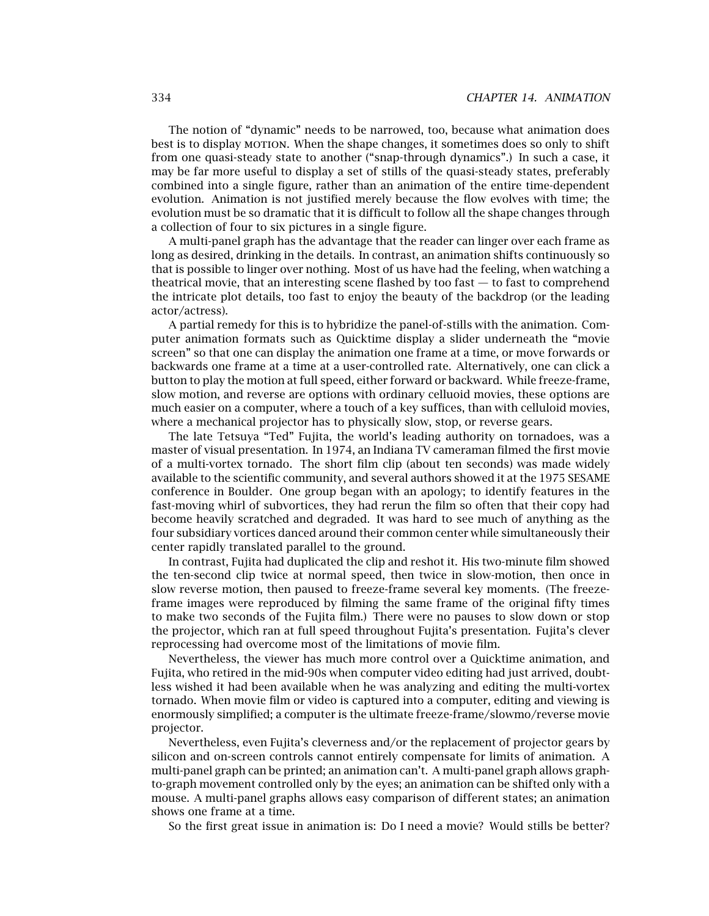The notion of "dynamic" needs to be narrowed, too, because what animation does best is to display MOTION. When the shape changes, it sometimes does so only to shift from one quasi-steady state to another ("snap-through dynamics".) In such a case, it may be far more useful to display a set of stills of the quasi-steady states, preferably combined into a single figure, rather than an animation of the entire time-dependent evolution. Animation is not justified merely because the flow evolves with time; the evolution must be so dramatic that it is difficult to follow all the shape changes through a collection of four to six pictures in a single figure.

A multi-panel graph has the advantage that the reader can linger over each frame as long as desired, drinking in the details. In contrast, an animation shifts continuously so that is possible to linger over nothing. Most of us have had the feeling, when watching a theatrical movie, that an interesting scene flashed by too fast — to fast to comprehend the intricate plot details, too fast to enjoy the beauty of the backdrop (or the leading actor/actress).

A partial remedy for this is to hybridize the panel-of-stills with the animation. Computer animation formats such as Quicktime display a slider underneath the "movie screen" so that one can display the animation one frame at a time, or move forwards or backwards one frame at a time at a user-controlled rate. Alternatively, one can click a button to play the motion at full speed, either forward or backward. While freeze-frame, slow motion, and reverse are options with ordinary celluoid movies, these options are much easier on a computer, where a touch of a key suffices, than with celluloid movies, where a mechanical projector has to physically slow, stop, or reverse gears.

The late Tetsuya "Ted" Fujita, the world's leading authority on tornadoes, was a master of visual presentation. In 1974, an Indiana TV cameraman filmed the first movie of a multi-vortex tornado. The short film clip (about ten seconds) was made widely available to the scientific community, and several authors showed it at the 1975 SESAME conference in Boulder. One group began with an apology; to identify features in the fast-moving whirl of subvortices, they had rerun the film so often that their copy had become heavily scratched and degraded. It was hard to see much of anything as the four subsidiary vortices danced around their common center while simultaneously their center rapidly translated parallel to the ground.

In contrast, Fujita had duplicated the clip and reshot it. His two-minute film showed the ten-second clip twice at normal speed, then twice in slow-motion, then once in slow reverse motion, then paused to freeze-frame several key moments. (The freeze-frame images were reproduced by filming the same frame of the original fifty times to make two seconds of the Fujita film.) There were no pauses to slow down or stop the projector, which ran at full speed throughout Fujita's presentation. Fujita's clever reprocessing had overcome most of the limitations of movie film.

Nevertheless, the viewer has much more control over a Quicktime animation, and Fujita, who retired in the mid-90s when computer video editing had just arrived, doubtless wished it had been available when he was analyzing and editing the multi-vortex tornado. When movie film or video is captured into a computer, editing and viewing is enormously simplified; a computer is the ultimate freeze-frame/slowmo/reverse movie projector.

Nevertheless, even Fujita's cleverness and/or the replacement of projector gears by silicon and on-screen controls cannot entirely compensate for limits of animation. A multi-panel graph can be printed; an animation can't. A multi-panel graph allows graph-to-graph movement controlled only by the eyes; an animation can be shifted only with a mouse. A multi-panel graphs allows easy comparison of different states; an animation shows one frame at a time.

So the first great issue in animation is: Do I need a movie? Would stills be better?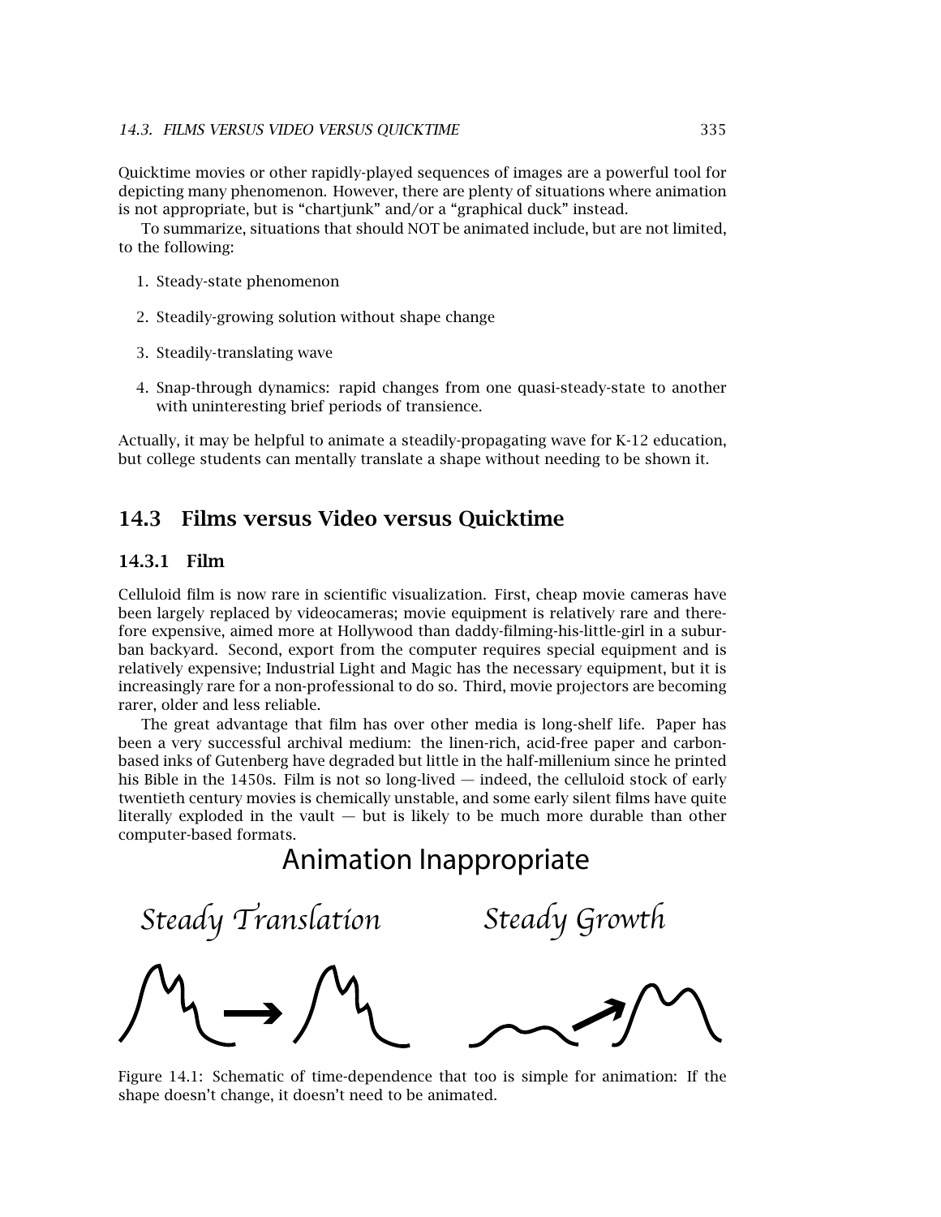Quicktime movies or other rapidly-played sequences of images are a powerful tool for depicting many phenomenon. However, there are plenty of situations where animation is not appropriate, but is "chartjunk" and/or a "graphical duck" instead.

To summarize, situations that should NOT be animated include, but are not limited, to the following:

1. Steady-state phenomenon
2. Steadily-growing solution without shape change
3. Steadily-translating wave
4. Snap-through dynamics: rapid changes from one quasi-steady-state to another with uninteresting brief periods of transience.

Actually, it may be helpful to animate a steadily-propagating wave for K-12 education, but college students can mentally translate a shape without needing to be shown it.

## 14.3 Films versus Video versus Quicktime

### 14.3.1 Film

Celluloid film is now rare in scientific visualization. First, cheap movie cameras have been largely replaced by videocameras; movie equipment is relatively rare and therefore expensive, aimed more at Hollywood than daddy-filming-his-little-girl in a suburban backyard. Second, export from the computer requires special equipment and is relatively expensive; Industrial Light and Magic has the necessary equipment, but it is increasingly rare for a non-professional to do so. Third, movie projectors are becoming rarer, older and less reliable.

The great advantage that film has over other media is long-shelf life. Paper has been a very successful archival medium: the linen-rich, acid-free paper and carbon-based inks of Gutenberg have degraded but little in the half-millenium since he printed his Bible in the 1450s. Film is not so long-lived — indeed, the celluloid stock of early twentieth century movies is chemically unstable, and some early silent films have quite literally exploded in the vault — but is likely to be much more durable than other computer-based formats.

Animation Inappropriate

*Steady Translation* *Steady Growth*

Figure 14.1: Schematic of time-dependence that too is simple for animation: If the shape doesn't change, it doesn't need to be animated.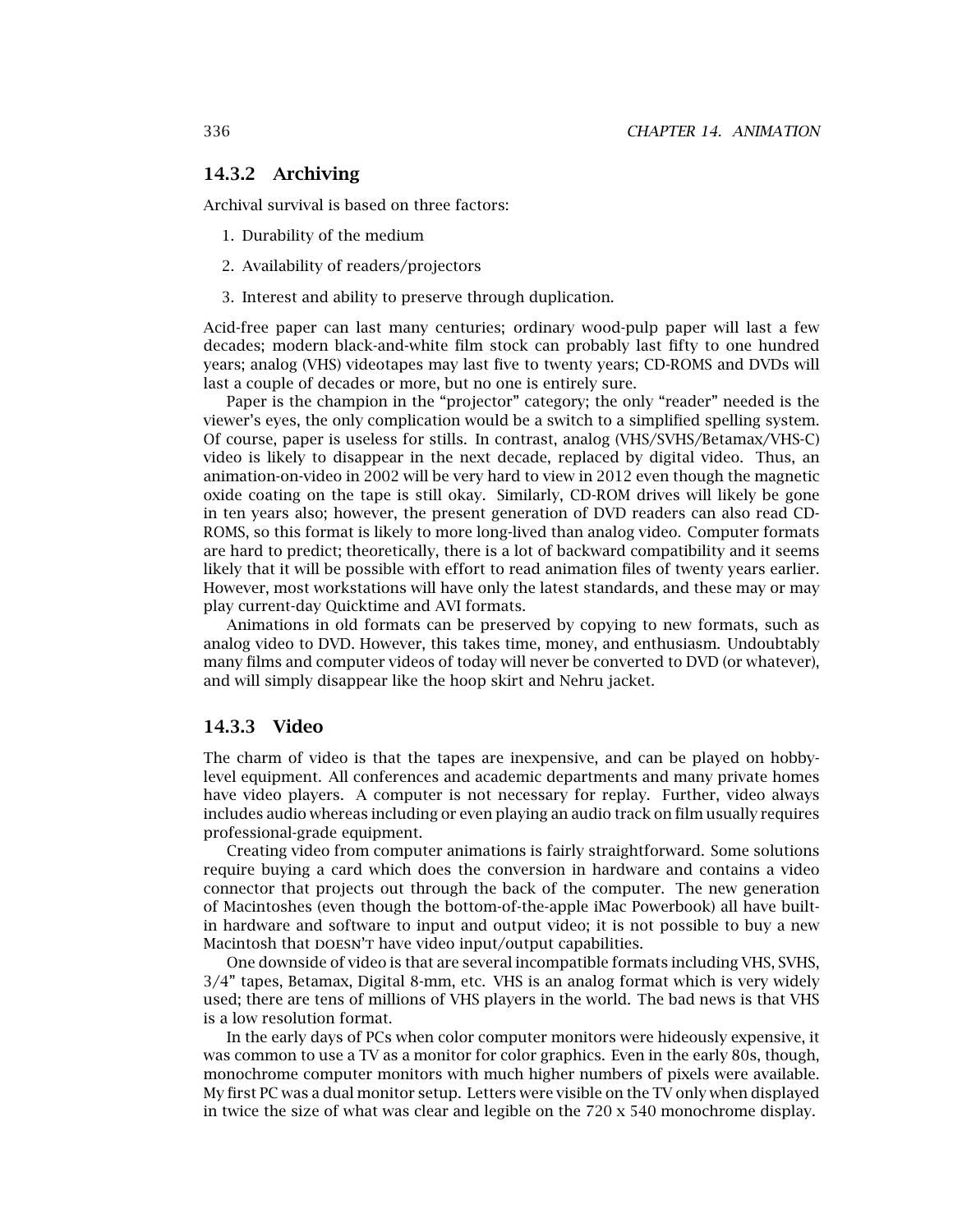### 14.3.2 Archiving

Archival survival is based on three factors:

1. Durability of the medium
2. Availability of readers/projectors
3. Interest and ability to preserve through duplication.

Acid-free paper can last many centuries; ordinary wood-pulp paper will last a few decades; modern black-and-white film stock can probably last fifty to one hundred years; analog (VHS) videotapes may last five to twenty years; CD-ROMS and DVDs will last a couple of decades or more, but no one is entirely sure.

Paper is the champion in the "projector" category; the only "reader" needed is the viewer's eyes, the only complication would be a switch to a simplified spelling system. Of course, paper is useless for stills. In contrast, analog (VHS/SVHS/Betamax/VHS-C) video is likely to disappear in the next decade, replaced by digital video. Thus, an animation-on-video in 2002 will be very hard to view in 2012 even though the magnetic oxide coating on the tape is still okay. Similarly, CD-ROM drives will likely be gone in ten years also; however, the present generation of DVD readers can also read CD-ROMS, so this format is likely to more long-lived than analog video. Computer formats are hard to predict; theoretically, there is a lot of backward compatibility and it seems likely that it will be possible with effort to read animation files of twenty years earlier. However, most workstations will have only the latest standards, and these may or may play current-day Quicktime and AVI formats.

Animations in old formats can be preserved by copying to new formats, such as analog video to DVD. However, this takes time, money, and enthusiasm. Undoubtably many films and computer videos of today will never be converted to DVD (or whatever), and will simply disappear like the hoop skirt and Nehru jacket.

### 14.3.3 Video

The charm of video is that the tapes are inexpensive, and can be played on hobby-level equipment. All conferences and academic departments and many private homes have video players. A computer is not necessary for replay. Further, video always includes audio whereas including or even playing an audio track on film usually requires professional-grade equipment.

Creating video from computer animations is fairly straightforward. Some solutions require buying a card which does the conversion in hardware and contains a video connector that projects out through the back of the computer. The new generation of Macintoshes (even though the bottom-of-the-apple iMac Powerbook) all have built-in hardware and software to input and output video; it is not possible to buy a new Macintosh that DOESN'T have video input/output capabilities.

One downside of video is that are several incompatible formats including VHS, SVHS, 3/4" tapes, Betamax, Digital 8-mm, etc. VHS is an analog format which is very widely used; there are tens of millions of VHS players in the world. The bad news is that VHS is a low resolution format.

In the early days of PCs when color computer monitors were hideously expensive, it was common to use a TV as a monitor for color graphics. Even in the early 80s, though, monochrome computer monitors with much higher numbers of pixels were available. My first PC was a dual monitor setup. Letters were visible on the TV only when displayed in twice the size of what was clear and legible on the 720 x 540 monochrome display.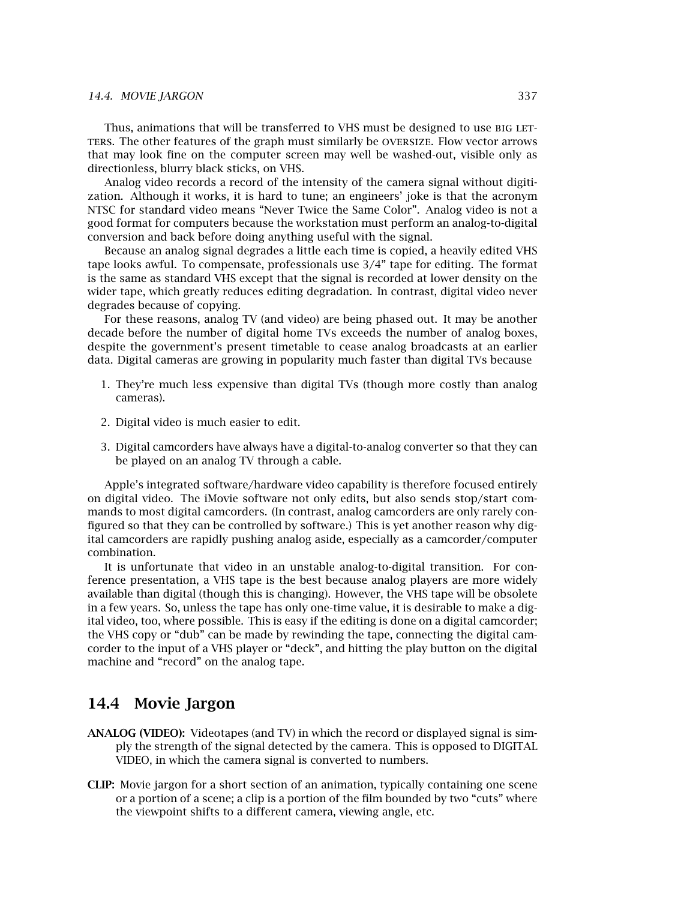Thus, animations that will be transferred to VHS must be designed to use BIG LETTERS. The other features of the graph must similarly be OVERSIZE. Flow vector arrows that may look fine on the computer screen may well be washed-out, visible only as directionless, blurry black sticks, on VHS.

Analog video records a record of the intensity of the camera signal without digitization. Although it works, it is hard to tune; an engineers' joke is that the acronym NTSC for standard video means "Never Twice the Same Color". Analog video is not a good format for computers because the workstation must perform an analog-to-digital conversion and back before doing anything useful with the signal.

Because an analog signal degrades a little each time is copied, a heavily edited VHS tape looks awful. To compensate, professionals use 3/4" tape for editing. The format is the same as standard VHS except that the signal is recorded at lower density on the wider tape, which greatly reduces editing degradation. In contrast, digital video never degrades because of copying.

For these reasons, analog TV (and video) are being phased out. It may be another decade before the number of digital home TVs exceeds the number of analog boxes, despite the government's present timetable to cease analog broadcasts at an earlier data. Digital cameras are growing in popularity much faster than digital TVs because

1. They're much less expensive than digital TVs (though more costly than analog cameras).

2. Digital video is much easier to edit.

3. Digital camcorders have always have a digital-to-analog converter so that they can be played on an analog TV through a cable.

Apple's integrated software/hardware video capability is therefore focused entirely on digital video. The iMovie software not only edits, but also sends stop/start commands to most digital camcorders. (In contrast, analog camcorders are only rarely configured so that they can be controlled by software.) This is yet another reason why digital camcorders are rapidly pushing analog aside, especially as a camcorder/computer combination.

It is unfortunate that video in an unstable analog-to-digital transition. For conference presentation, a VHS tape is the best because analog players are more widely available than digital (though this is changing). However, the VHS tape will be obsolete in a few years. So, unless the tape has only one-time value, it is desirable to make a digital video, too, where possible. This is easy if the editing is done on a digital camcorder; the VHS copy or "dub" can be made by rewinding the tape, connecting the digital camcorder to the input of a VHS player or "deck", and hitting the play button on the digital machine and "record" on the analog tape.

## 14.4 Movie Jargon

**ANALOG (VIDEO):** Videotapes (and TV) in which the record or displayed signal is simply the strength of the signal detected by the camera. This is opposed to DIGITAL VIDEO, in which the camera signal is converted to numbers.

**CLIP:** Movie jargon for a short section of an animation, typically containing one scene or a portion of a scene; a clip is a portion of the film bounded by two "cuts" where the viewpoint shifts to a different camera, viewing angle, etc.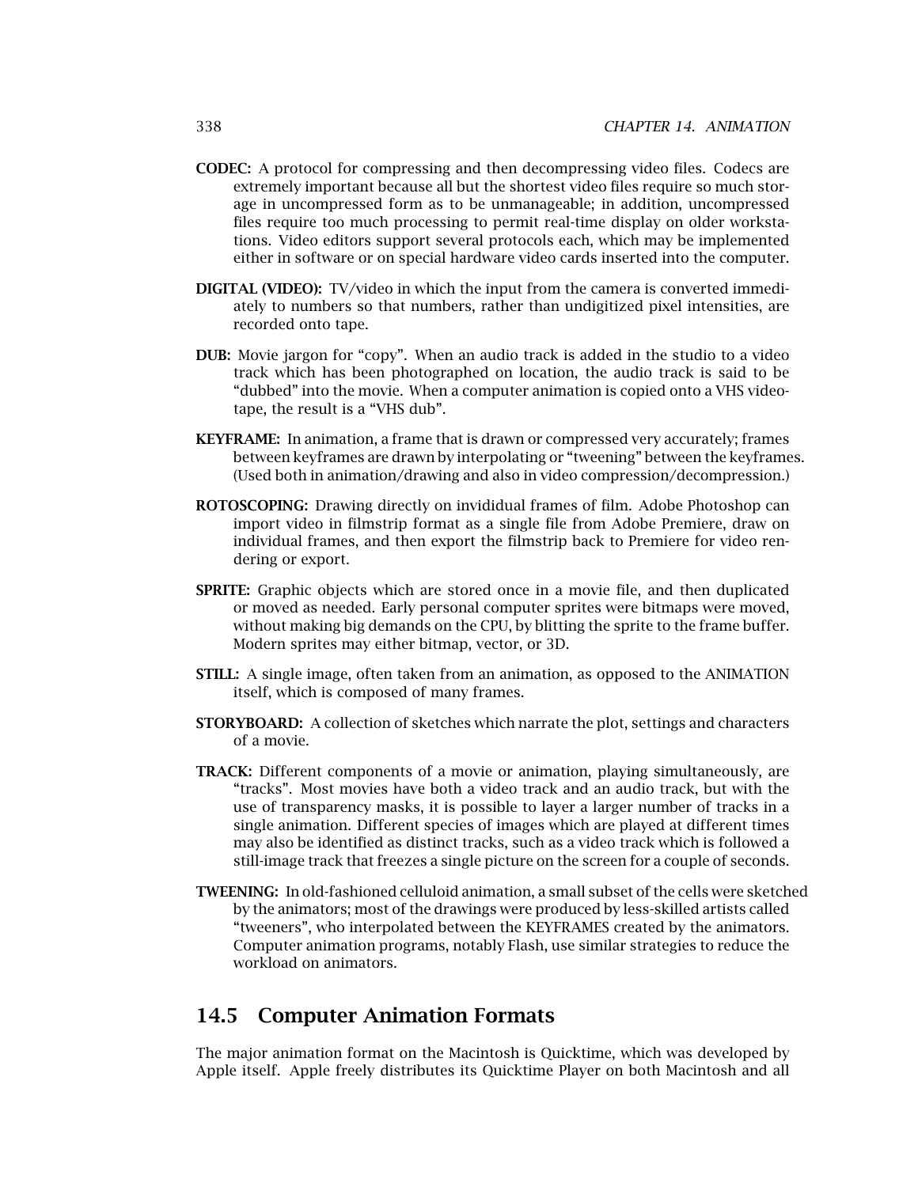**CODEC:** A protocol for compressing and then decompressing video files. Codecs are extremely important because all but the shortest video files require so much storage in uncompressed form as to be unmanageable; in addition, uncompressed files require too much processing to permit real-time display on older workstations. Video editors support several protocols each, which may be implemented either in software or on special hardware video cards inserted into the computer.

**DIGITAL (VIDEO):** TV/video in which the input from the camera is converted immediately to numbers so that numbers, rather than undigitized pixel intensities, are recorded onto tape.

**DUB:** Movie jargon for "copy". When an audio track is added in the studio to a video track which has been photographed on location, the audio track is said to be "dubbed" into the movie. When a computer animation is copied onto a VHS videotape, the result is a "VHS dub".

**KEYFRAME:** In animation, a frame that is drawn or compressed very accurately; frames between keyframes are drawn by interpolating or "tweening" between the keyframes. (Used both in animation/drawing and also in video compression/decompression.)

**ROTOSCOPING:** Drawing directly on invididual frames of film. Adobe Photoshop can import video in filmstrip format as a single file from Adobe Premiere, draw on individual frames, and then export the filmstrip back to Premiere for video rendering or export.

**SPRITE:** Graphic objects which are stored once in a movie file, and then duplicated or moved as needed. Early personal computer sprites were bitmaps were moved, without making big demands on the CPU, by blitting the sprite to the frame buffer. Modern sprites may either bitmap, vector, or 3D.

**STILL:** A single image, often taken from an animation, as opposed to the ANIMATION itself, which is composed of many frames.

**STORYBOARD:** A collection of sketches which narrate the plot, settings and characters of a movie.

**TRACK:** Different components of a movie or animation, playing simultaneously, are "tracks". Most movies have both a video track and an audio track, but with the use of transparency masks, it is possible to layer a larger number of tracks in a single animation. Different species of images which are played at different times may also be identified as distinct tracks, such as a video track which is followed a still-image track that freezes a single picture on the screen for a couple of seconds.

**TWEENING:** In old-fashioned celluloid animation, a small subset of the cells were sketched by the animators; most of the drawings were produced by less-skilled artists called "tweeners", who interpolated between the KEYFRAMES created by the animators. Computer animation programs, notably Flash, use similar strategies to reduce the workload on animators.

## 14.5 Computer Animation Formats

The major animation format on the Macintosh is Quicktime, which was developed by Apple itself. Apple freely distributes its Quicktime Player on both Macintosh and all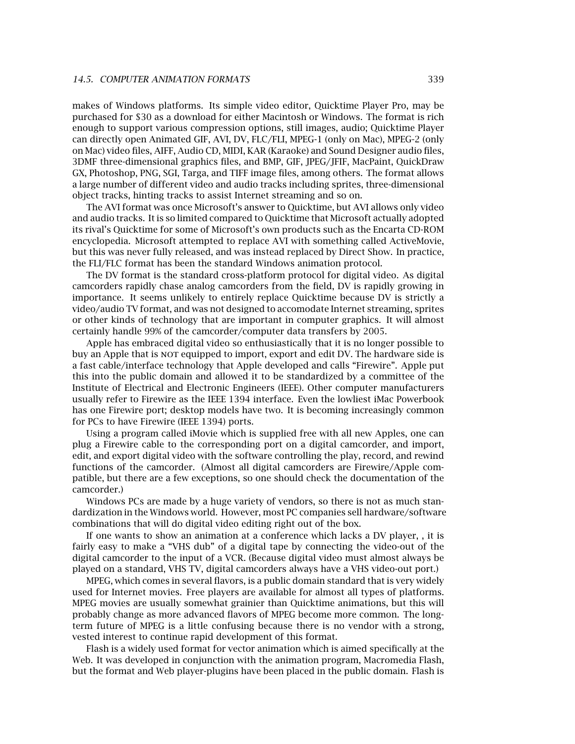makes of Windows platforms. Its simple video editor, Quicktime Player Pro, may be purchased for $30 as a download for either Macintosh or Windows. The format is rich enough to support various compression options, still images, audio; Quicktime Player can directly open Animated GIF, AVI, DV, FLC/FLI, MPEG-1 (only on Mac), MPEG-2 (only on Mac) video files, AIFF, Audio CD, MIDI, KAR (Karaoke) and Sound Designer audio files, 3DMF three-dimensional graphics files, and BMP, GIF, JPEG/JFIF, MacPaint, QuickDraw GX, Photoshop, PNG, SGI, Targa, and TIFF image files, among others. The format allows a large number of different video and audio tracks including sprites, three-dimensional object tracks, hinting tracks to assist Internet streaming and so on.

The AVI format was once Microsoft's answer to Quicktime, but AVI allows only video and audio tracks. It is so limited compared to Quicktime that Microsoft actually adopted its rival's Quicktime for some of Microsoft's own products such as the Encarta CD-ROM encyclopedia. Microsoft attempted to replace AVI with something called ActiveMovie, but this was never fully released, and was instead replaced by Direct Show. In practice, the FLI/FLC format has been the standard Windows animation protocol.

The DV format is the standard cross-platform protocol for digital video. As digital camcorders rapidly chase analog camcorders from the field, DV is rapidly growing in importance. It seems unlikely to entirely replace Quicktime because DV is strictly a video/audio TV format, and was not designed to accomodate Internet streaming, sprites or other kinds of technology that are important in computer graphics. It will almost certainly handle 99% of the camcorder/computer data transfers by 2005.

Apple has embraced digital video so enthusiastically that it is no longer possible to buy an Apple that is NOT equipped to import, export and edit DV. The hardware side is a fast cable/interface technology that Apple developed and calls "Firewire". Apple put this into the public domain and allowed it to be standardized by a committee of the Institute of Electrical and Electronic Engineers (IEEE). Other computer manufacturers usually refer to Firewire as the IEEE 1394 interface. Even the lowliest iMac Powerbook has one Firewire port; desktop models have two. It is becoming increasingly common for PCs to have Firewire (IEEE 1394) ports.

Using a program called iMovie which is supplied free with all new Apples, one can plug a Firewire cable to the corresponding port on a digital camcorder, and import, edit, and export digital video with the software controlling the play, record, and rewind functions of the camcorder. (Almost all digital camcorders are Firewire/Apple compatible, but there are a few exceptions, so one should check the documentation of the camcorder.)

Windows PCs are made by a huge variety of vendors, so there is not as much standardization in the Windows world. However, most PC companies sell hardware/software combinations that will do digital video editing right out of the box.

If one wants to show an animation at a conference which lacks a DV player, , it is fairly easy to make a "VHS dub" of a digital tape by connecting the video-out of the digital camcorder to the input of a VCR. (Because digital video must almost always be played on a standard, VHS TV, digital camcorders always have a VHS video-out port.)

MPEG, which comes in several flavors, is a public domain standard that is very widely used for Internet movies. Free players are available for almost all types of platforms. MPEG movies are usually somewhat grainier than Quicktime animations, but this will probably change as more advanced flavors of MPEG become more common. The long-term future of MPEG is a little confusing because there is no vendor with a strong, vested interest to continue rapid development of this format.

Flash is a widely used format for vector animation which is aimed specifically at the Web. It was developed in conjunction with the animation program, Macromedia Flash, but the format and Web player-plugins have been placed in the public domain. Flash is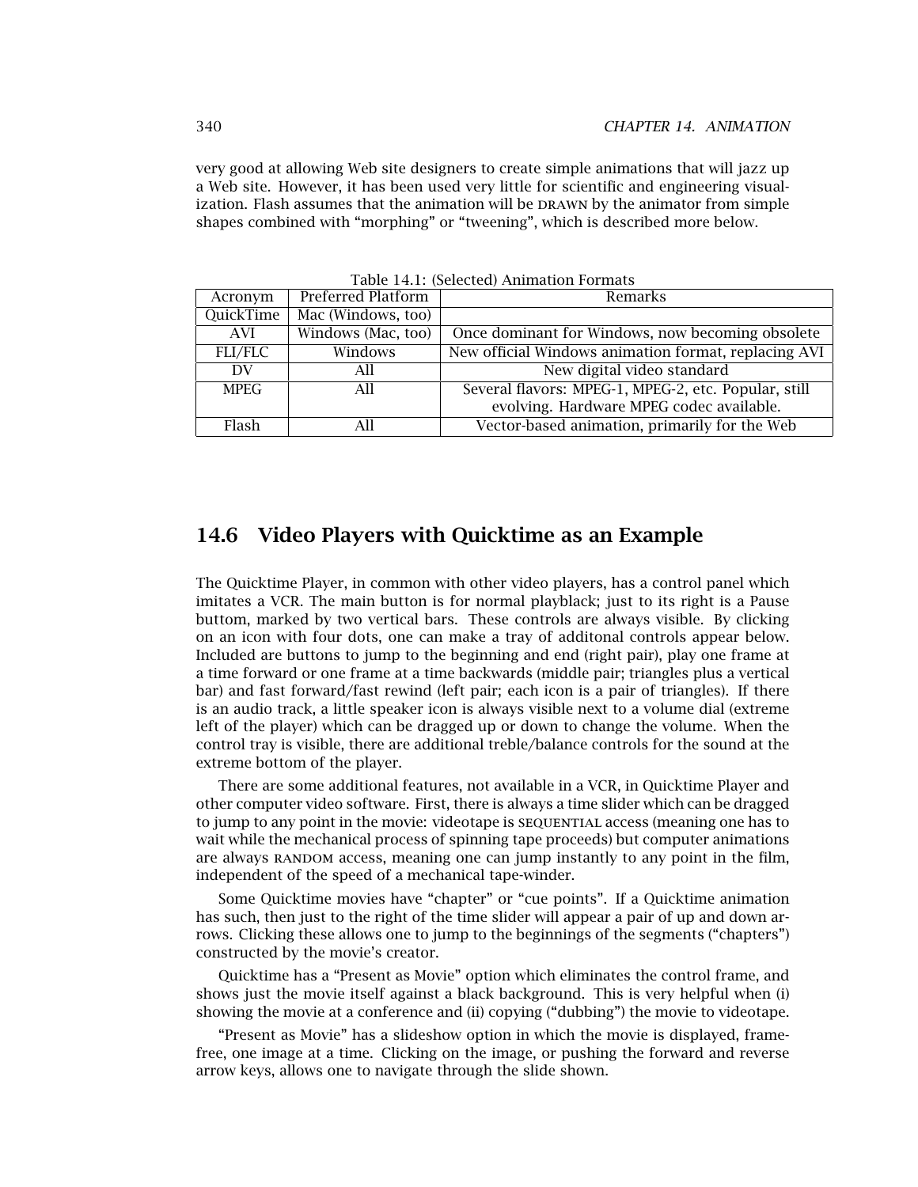very good at allowing Web site designers to create simple animations that will jazz up a Web site. However, it has been used very little for scientific and engineering visualization. Flash assumes that the animation will be DRAWN by the animator from simple shapes combined with "morphing" or "tweening", which is described more below.

Table 14.1: (Selected) Animation Formats

| Acronym | Preferred Platform | Remarks |
|---|---|---|
| QuickTime | Mac (Windows, too) | |
| AVI | Windows (Mac, too) | Once dominant for Windows, now becoming obsolete |
| FLI/FLC | Windows | New official Windows animation format, replacing AVI |
| DV | All | New digital video standard |
| MPEG | All | Several flavors: MPEG-1, MPEG-2, etc. Popular, still evolving. Hardware MPEG codec available. |
| Flash | All | Vector-based animation, primarily for the Web |

## 14.6 Video Players with Quicktime as an Example

The Quicktime Player, in common with other video players, has a control panel which imitates a VCR. The main button is for normal playblack; just to its right is a Pause buttom, marked by two vertical bars. These controls are always visible. By clicking on an icon with four dots, one can make a tray of additonal controls appear below. Included are buttons to jump to the beginning and end (right pair), play one frame at a time forward or one frame at a time backwards (middle pair; triangles plus a vertical bar) and fast forward/fast rewind (left pair; each icon is a pair of triangles). If there is an audio track, a little speaker icon is always visible next to a volume dial (extreme left of the player) which can be dragged up or down to change the volume. When the control tray is visible, there are additional treble/balance controls for the sound at the extreme bottom of the player.

There are some additional features, not available in a VCR, in Quicktime Player and other computer video software. First, there is always a time slider which can be dragged to jump to any point in the movie: videotape is SEQUENTIAL access (meaning one has to wait while the mechanical process of spinning tape proceeds) but computer animations are always RANDOM access, meaning one can jump instantly to any point in the film, independent of the speed of a mechanical tape-winder.

Some Quicktime movies have "chapter" or "cue points". If a Quicktime animation has such, then just to the right of the time slider will appear a pair of up and down arrows. Clicking these allows one to jump to the beginnings of the segments ("chapters") constructed by the movie's creator.

Quicktime has a "Present as Movie" option which eliminates the control frame, and shows just the movie itself against a black background. This is very helpful when (i) showing the movie at a conference and (ii) copying ("dubbing") the movie to videotape.

"Present as Movie" has a slideshow option in which the movie is displayed, frame-free, one image at a time. Clicking on the image, or pushing the forward and reverse arrow keys, allows one to navigate through the slide shown.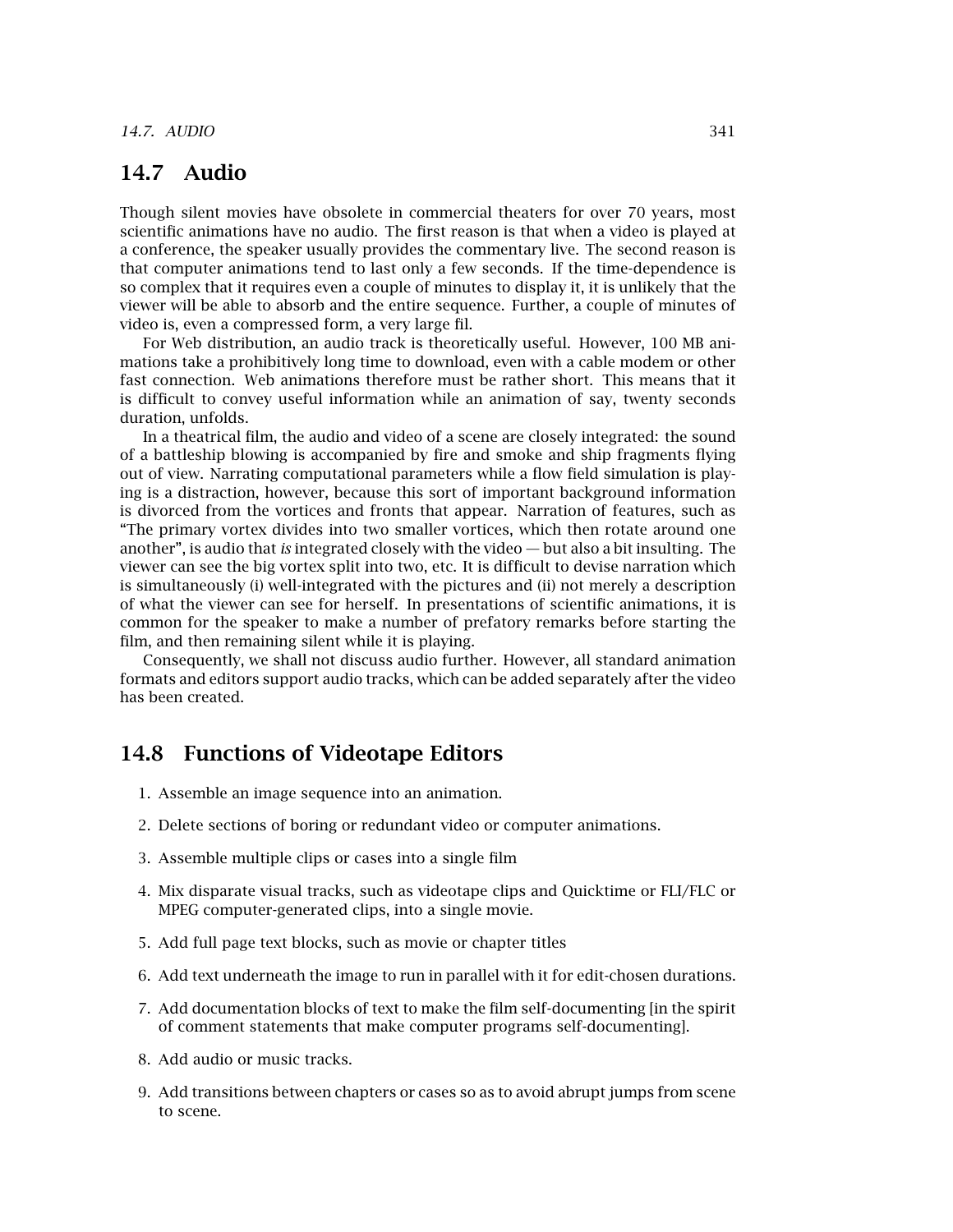## 14.7 Audio

Though silent movies have obsolete in commercial theaters for over 70 years, most scientific animations have no audio. The first reason is that when a video is played at a conference, the speaker usually provides the commentary live. The second reason is that computer animations tend to last only a few seconds. If the time-dependence is so complex that it requires even a couple of minutes to display it, it is unlikely that the viewer will be able to absorb and the entire sequence. Further, a couple of minutes of video is, even a compressed form, a very large fil.

For Web distribution, an audio track is theoretically useful. However, 100 MB animations take a prohibitively long time to download, even with a cable modem or other fast connection. Web animations therefore must be rather short. This means that it is difficult to convey useful information while an animation of say, twenty seconds duration, unfolds.

In a theatrical film, the audio and video of a scene are closely integrated: the sound of a battleship blowing is accompanied by fire and smoke and ship fragments flying out of view. Narrating computational parameters while a flow field simulation is playing is a distraction, however, because this sort of important background information is divorced from the vortices and fronts that appear. Narration of features, such as "The primary vortex divides into two smaller vortices, which then rotate around one another", is audio that *is* integrated closely with the video — but also a bit insulting. The viewer can see the big vortex split into two, etc. It is difficult to devise narration which is simultaneously (i) well-integrated with the pictures and (ii) not merely a description of what the viewer can see for herself. In presentations of scientific animations, it is common for the speaker to make a number of prefatory remarks before starting the film, and then remaining silent while it is playing.

Consequently, we shall not discuss audio further. However, all standard animation formats and editors support audio tracks, which can be added separately after the video has been created.

## 14.8 Functions of Videotape Editors

1. Assemble an image sequence into an animation.
2. Delete sections of boring or redundant video or computer animations.
3. Assemble multiple clips or cases into a single film
4. Mix disparate visual tracks, such as videotape clips and Quicktime or FLI/FLC or MPEG computer-generated clips, into a single movie.
5. Add full page text blocks, such as movie or chapter titles
6. Add text underneath the image to run in parallel with it for edit-chosen durations.
7. Add documentation blocks of text to make the film self-documenting [in the spirit of comment statements that make computer programs self-documenting].
8. Add audio or music tracks.
9. Add transitions between chapters or cases so as to avoid abrupt jumps from scene to scene.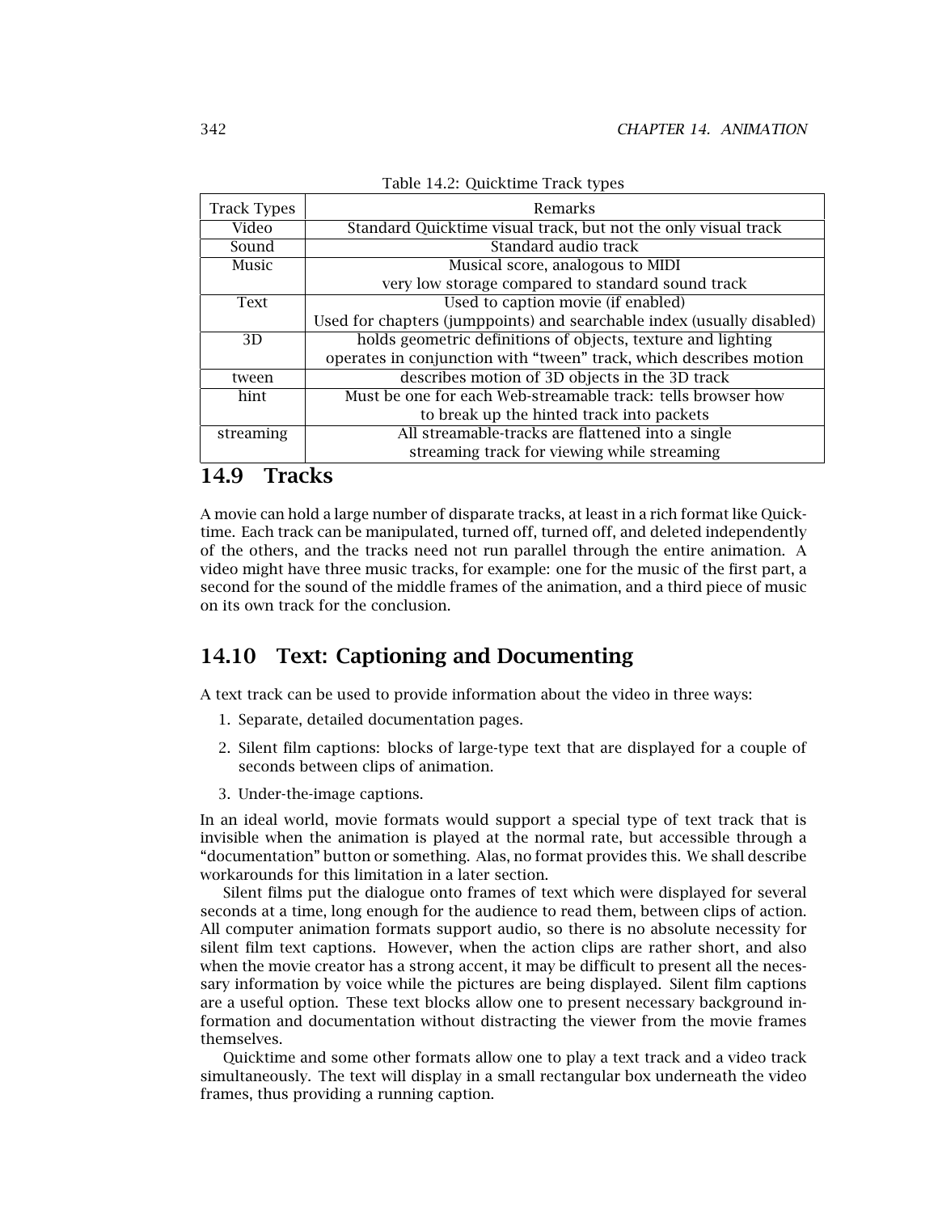Table 14.2: Quicktime Track types

| Track Types | Remarks |
|---|---|
| Video | Standard Quicktime visual track, but not the only visual track |
| Sound | Standard audio track |
| Music | Musical score, analogous to MIDI very low storage compared to standard sound track |
| Text | Used to caption movie (if enabled) Used for chapters (jumppoints) and searchable index (usually disabled) |
| 3D | holds geometric definitions of objects, texture and lighting operates in conjunction with "tween" track, which describes motion |
| tween | describes motion of 3D objects in the 3D track |
| hint | Must be one for each Web-streamable track: tells browser how to break up the hinted track into packets |
| streaming | All streamable-tracks are flattened into a single streaming track for viewing while streaming |

## 14.9 Tracks

A movie can hold a large number of disparate tracks, at least in a rich format like Quicktime. Each track can be manipulated, turned off, turned off, and deleted independently of the others, and the tracks need not run parallel through the entire animation. A video might have three music tracks, for example: one for the music of the first part, a second for the sound of the middle frames of the animation, and a third piece of music on its own track for the conclusion.

## 14.10 Text: Captioning and Documenting

A text track can be used to provide information about the video in three ways:

1. Separate, detailed documentation pages.
2. Silent film captions: blocks of large-type text that are displayed for a couple of seconds between clips of animation.
3. Under-the-image captions.

In an ideal world, movie formats would support a special type of text track that is invisible when the animation is played at the normal rate, but accessible through a "documentation" button or something. Alas, no format provides this. We shall describe workarounds for this limitation in a later section.

Silent films put the dialogue onto frames of text which were displayed for several seconds at a time, long enough for the audience to read them, between clips of action. All computer animation formats support audio, so there is no absolute necessity for silent film text captions. However, when the action clips are rather short, and also when the movie creator has a strong accent, it may be difficult to present all the necessary information by voice while the pictures are being displayed. Silent film captions are a useful option. These text blocks allow one to present necessary background information and documentation without distracting the viewer from the movie frames themselves.

Quicktime and some other formats allow one to play a text track and a video track simultaneously. The text will display in a small rectangular box underneath the video frames, thus providing a running caption.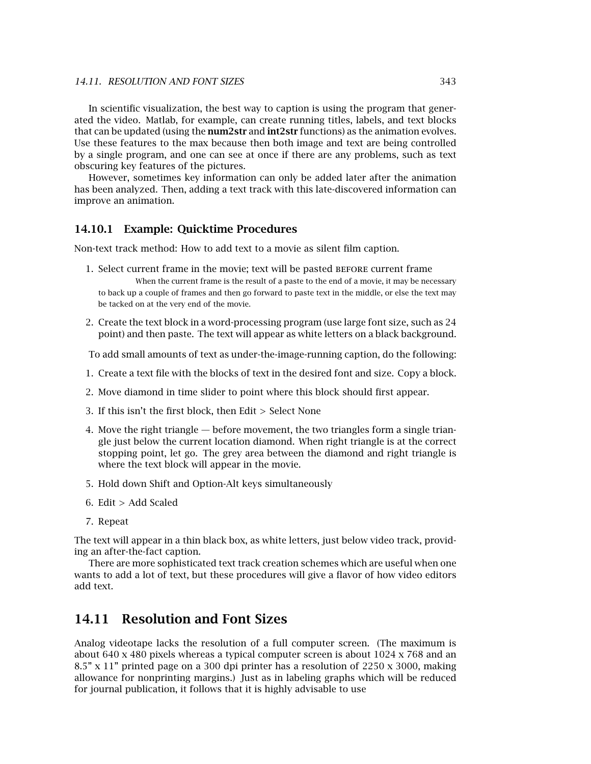In scientific visualization, the best way to caption is using the program that generated the video. Matlab, for example, can create running titles, labels, and text blocks that can be updated (using the **num2str** and **int2str** functions) as the animation evolves. Use these features to the max because then both image and text are being controlled by a single program, and one can see at once if there are any problems, such as text obscuring key features of the pictures.

However, sometimes key information can only be added later after the animation has been analyzed. Then, adding a text track with this late-discovered information can improve an animation.

### 14.10.1 Example: Quicktime Procedures

Non-text track method: How to add text to a movie as silent film caption.

1. Select current frame in the movie; text will be pasted BEFORE current frame

   When the current frame is the result of a paste to the end of a movie, it may be necessary to back up a couple of frames and then go forward to paste text in the middle, or else the text may be tacked on at the very end of the movie.

2. Create the text block in a word-processing program (use large font size, such as 24 point) and then paste. The text will appear as white letters on a black background.

To add small amounts of text as under-the-image-running caption, do the following:

1. Create a text file with the blocks of text in the desired font and size. Copy a block.
2. Move diamond in time slider to point where this block should first appear.
3. If this isn't the first block, then Edit > Select None
4. Move the right triangle — before movement, the two triangles form a single triangle just below the current location diamond. When right triangle is at the correct stopping point, let go. The grey area between the diamond and right triangle is where the text block will appear in the movie.
5. Hold down Shift and Option-Alt keys simultaneously
6. Edit > Add Scaled
7. Repeat

The text will appear in a thin black box, as white letters, just below video track, providing an after-the-fact caption.

There are more sophisticated text track creation schemes which are useful when one wants to add a lot of text, but these procedures will give a flavor of how video editors add text.

## 14.11 Resolution and Font Sizes

Analog videotape lacks the resolution of a full computer screen. (The maximum is about 640 x 480 pixels whereas a typical computer screen is about 1024 x 768 and an 8.5" x 11" printed page on a 300 dpi printer has a resolution of 2250 x 3000, making allowance for nonprinting margins.) Just as in labeling graphs which will be reduced for journal publication, it follows that it is highly advisable to use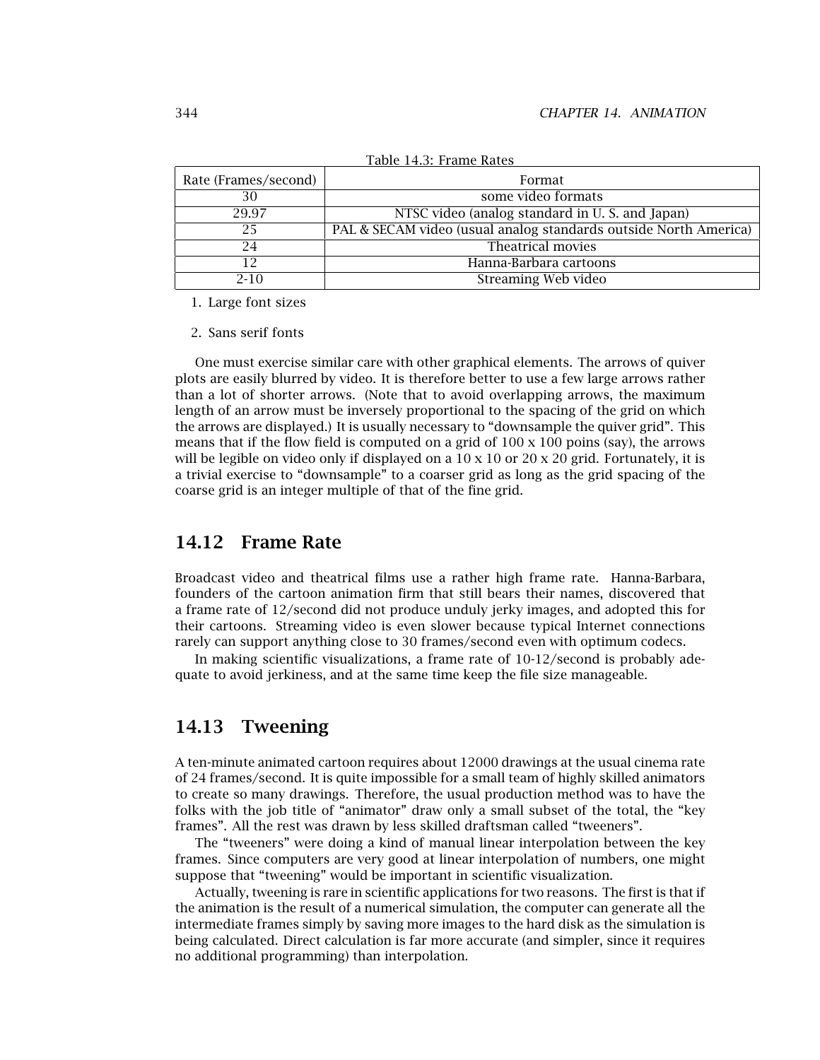Table 14.3: Frame Rates

| Rate (Frames/second) | Format |
|---|---|
| 30 | some video formats |
| 29.97 | NTSC video (analog standard in U. S. and Japan) |
| 25 | PAL & SECAM video (usual analog standards outside North America) |
| 24 | Theatrical movies |
| 12 | Hanna-Barbara cartoons |
| 2-10 | Streaming Web video |

1. Large font sizes

2. Sans serif fonts

One must exercise similar care with other graphical elements. The arrows of quiver plots are easily blurred by video. It is therefore better to use a few large arrows rather than a lot of shorter arrows. (Note that to avoid overlapping arrows, the maximum length of an arrow must be inversely proportional to the spacing of the grid on which the arrows are displayed.) It is usually necessary to "downsample the quiver grid". This means that if the flow field is computed on a grid of 100 x 100 poins (say), the arrows will be legible on video only if displayed on a 10 x 10 or 20 x 20 grid. Fortunately, it is a trivial exercise to "downsample" to a coarser grid as long as the grid spacing of the coarse grid is an integer multiple of that of the fine grid.

## 14.12 Frame Rate

Broadcast video and theatrical films use a rather high frame rate. Hanna-Barbara, founders of the cartoon animation firm that still bears their names, discovered that a frame rate of 12/second did not produce unduly jerky images, and adopted this for their cartoons. Streaming video is even slower because typical Internet connections rarely can support anything close to 30 frames/second even with optimum codecs.

In making scientific visualizations, a frame rate of 10-12/second is probably adequate to avoid jerkiness, and at the same time keep the file size manageable.

## 14.13 Tweening

A ten-minute animated cartoon requires about 12000 drawings at the usual cinema rate of 24 frames/second. It is quite impossible for a small team of highly skilled animators to create so many drawings. Therefore, the usual production method was to have the folks with the job title of "animator" draw only a small subset of the total, the "key frames". All the rest was drawn by less skilled draftsman called "tweeners".

The "tweeners" were doing a kind of manual linear interpolation between the key frames. Since computers are very good at linear interpolation of numbers, one might suppose that "tweening" would be important in scientific visualization.

Actually, tweening is rare in scientific applications for two reasons. The first is that if the animation is the result of a numerical simulation, the computer can generate all the intermediate frames simply by saving more images to the hard disk as the simulation is being calculated. Direct calculation is far more accurate (and simpler, since it requires no additional programming) than interpolation.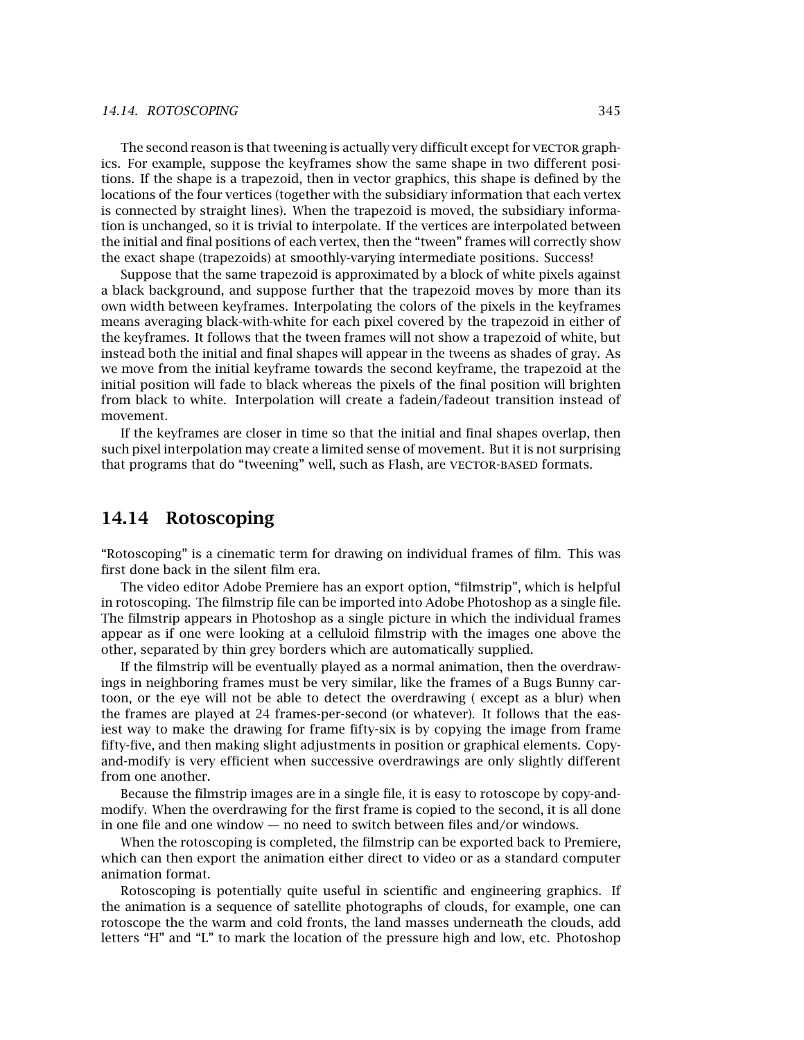The second reason is that tweening is actually very difficult except for VECTOR graphics. For example, suppose the keyframes show the same shape in two different positions. If the shape is a trapezoid, then in vector graphics, this shape is defined by the locations of the four vertices (together with the subsidiary information that each vertex is connected by straight lines). When the trapezoid is moved, the subsidiary information is unchanged, so it is trivial to interpolate. If the vertices are interpolated between the initial and final positions of each vertex, then the "tween" frames will correctly show the exact shape (trapezoids) at smoothly-varying intermediate positions. Success!

Suppose that the same trapezoid is approximated by a block of white pixels against a black background, and suppose further that the trapezoid moves by more than its own width between keyframes. Interpolating the colors of the pixels in the keyframes means averaging black-with-white for each pixel covered by the trapezoid in either of the keyframes. It follows that the tween frames will not show a trapezoid of white, but instead both the initial and final shapes will appear in the tweens as shades of gray. As we move from the initial keyframe towards the second keyframe, the trapezoid at the initial position will fade to black whereas the pixels of the final position will brighten from black to white. Interpolation will create a fadein/fadeout transition instead of movement.

If the keyframes are closer in time so that the initial and final shapes overlap, then such pixel interpolation may create a limited sense of movement. But it is not surprising that programs that do "tweening" well, such as Flash, are VECTOR-BASED formats.

## 14.14 Rotoscoping

"Rotoscoping" is a cinematic term for drawing on individual frames of film. This was first done back in the silent film era.

The video editor Adobe Premiere has an export option, "filmstrip", which is helpful in rotoscoping. The filmstrip file can be imported into Adobe Photoshop as a single file. The filmstrip appears in Photoshop as a single picture in which the individual frames appear as if one were looking at a celluloid filmstrip with the images one above the other, separated by thin grey borders which are automatically supplied.

If the filmstrip will be eventually played as a normal animation, then the overdrawings in neighboring frames must be very similar, like the frames of a Bugs Bunny cartoon, or the eye will not be able to detect the overdrawing ( except as a blur) when the frames are played at 24 frames-per-second (or whatever). It follows that the easiest way to make the drawing for frame fifty-six is by copying the image from frame fifty-five, and then making slight adjustments in position or graphical elements. Copy-and-modify is very efficient when successive overdrawings are only slightly different from one another.

Because the filmstrip images are in a single file, it is easy to rotoscope by copy-and-modify. When the overdrawing for the first frame is copied to the second, it is all done in one file and one window — no need to switch between files and/or windows.

When the rotoscoping is completed, the filmstrip can be exported back to Premiere, which can then export the animation either direct to video or as a standard computer animation format.

Rotoscoping is potentially quite useful in scientific and engineering graphics. If the animation is a sequence of satellite photographs of clouds, for example, one can rotoscope the the warm and cold fronts, the land masses underneath the clouds, add letters "H" and "L" to mark the location of the pressure high and low, etc. Photoshop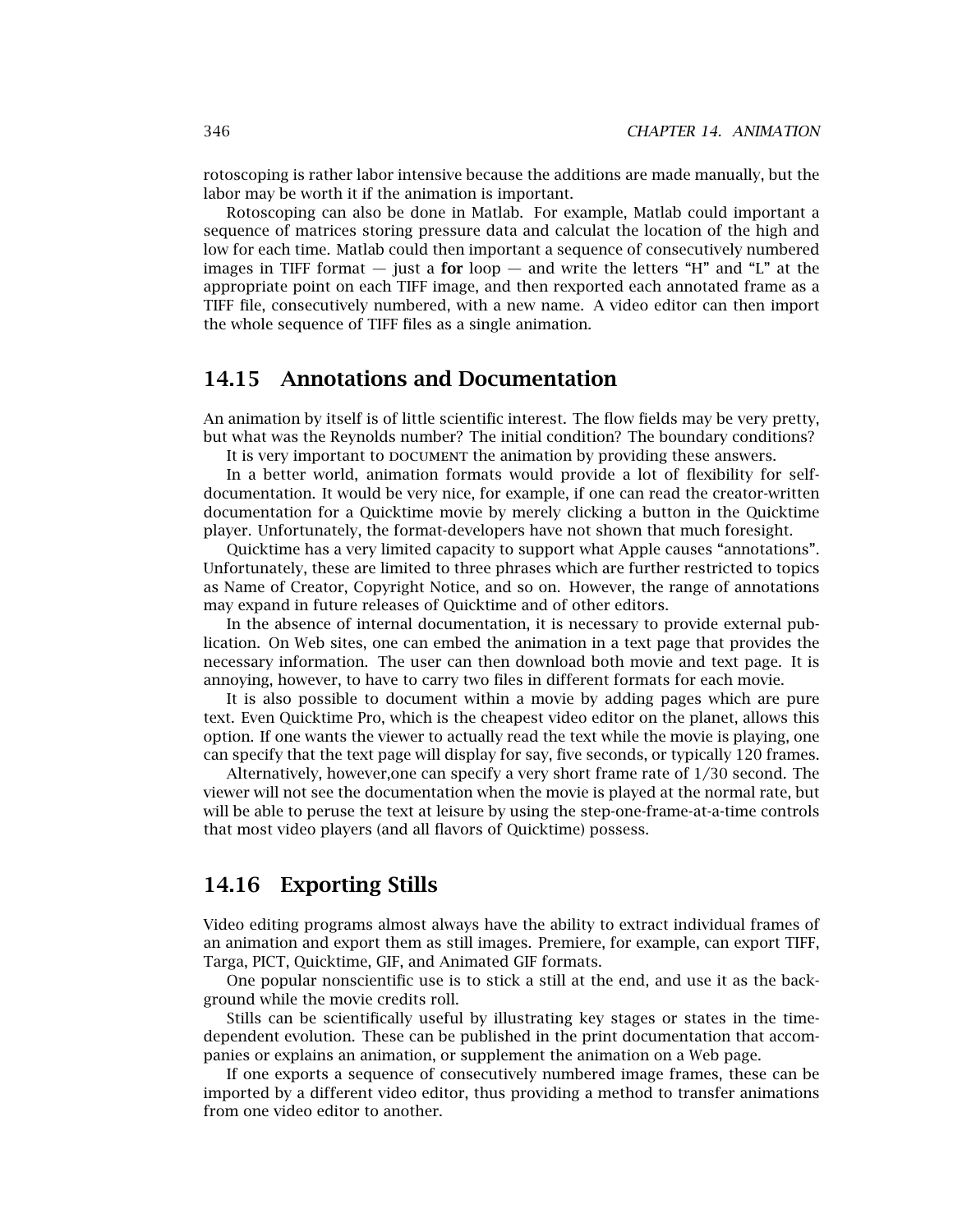rotoscoping is rather labor intensive because the additions are made manually, but the labor may be worth it if the animation is important.

Rotoscoping can also be done in Matlab. For example, Matlab could important a sequence of matrices storing pressure data and calculat the location of the high and low for each time. Matlab could then important a sequence of consecutively numbered images in TIFF format — just a **for** loop — and write the letters "H" and "L" at the appropriate point on each TIFF image, and then rexported each annotated frame as a TIFF file, consecutively numbered, with a new name. A video editor can then import the whole sequence of TIFF files as a single animation.

## 14.15 Annotations and Documentation

An animation by itself is of little scientific interest. The flow fields may be very pretty, but what was the Reynolds number? The initial condition? The boundary conditions?

It is very important to DOCUMENT the animation by providing these answers.

In a better world, animation formats would provide a lot of flexibility for self-documentation. It would be very nice, for example, if one can read the creator-written documentation for a Quicktime movie by merely clicking a button in the Quicktime player. Unfortunately, the format-developers have not shown that much foresight.

Quicktime has a very limited capacity to support what Apple causes "annotations". Unfortunately, these are limited to three phrases which are further restricted to topics as Name of Creator, Copyright Notice, and so on. However, the range of annotations may expand in future releases of Quicktime and of other editors.

In the absence of internal documentation, it is necessary to provide external publication. On Web sites, one can embed the animation in a text page that provides the necessary information. The user can then download both movie and text page. It is annoying, however, to have to carry two files in different formats for each movie.

It is also possible to document within a movie by adding pages which are pure text. Even Quicktime Pro, which is the cheapest video editor on the planet, allows this option. If one wants the viewer to actually read the text while the movie is playing, one can specify that the text page will display for say, five seconds, or typically 120 frames.

Alternatively, however,one can specify a very short frame rate of 1/30 second. The viewer will not see the documentation when the movie is played at the normal rate, but will be able to peruse the text at leisure by using the step-one-frame-at-a-time controls that most video players (and all flavors of Quicktime) possess.

## 14.16 Exporting Stills

Video editing programs almost always have the ability to extract individual frames of an animation and export them as still images. Premiere, for example, can export TIFF, Targa, PICT, Quicktime, GIF, and Animated GIF formats.

One popular nonscientific use is to stick a still at the end, and use it as the background while the movie credits roll.

Stills can be scientifically useful by illustrating key stages or states in the time-dependent evolution. These can be published in the print documentation that accompanies or explains an animation, or supplement the animation on a Web page.

If one exports a sequence of consecutively numbered image frames, these can be imported by a different video editor, thus providing a method to transfer animations from one video editor to another.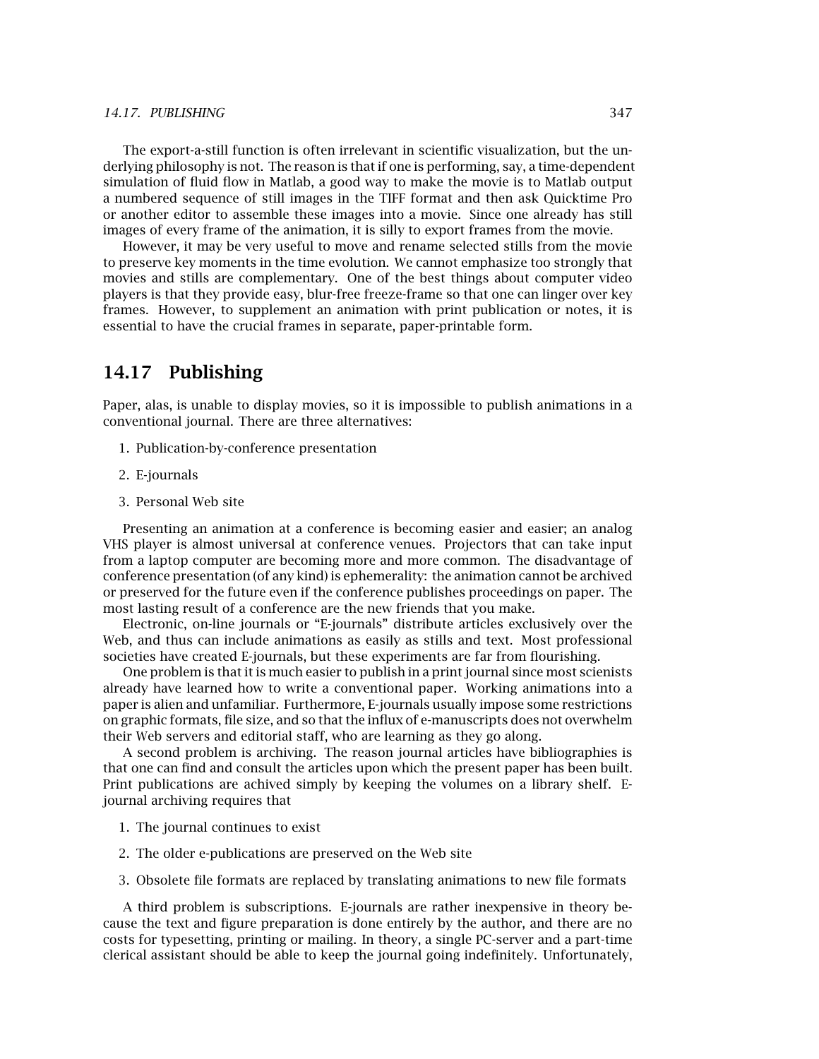The export-a-still function is often irrelevant in scientific visualization, but the underlying philosophy is not. The reason is that if one is performing, say, a time-dependent simulation of fluid flow in Matlab, a good way to make the movie is to Matlab output a numbered sequence of still images in the TIFF format and then ask Quicktime Pro or another editor to assemble these images into a movie. Since one already has still images of every frame of the animation, it is silly to export frames from the movie.

However, it may be very useful to move and rename selected stills from the movie to preserve key moments in the time evolution. We cannot emphasize too strongly that movies and stills are complementary. One of the best things about computer video players is that they provide easy, blur-free freeze-frame so that one can linger over key frames. However, to supplement an animation with print publication or notes, it is essential to have the crucial frames in separate, paper-printable form.

## 14.17 Publishing

Paper, alas, is unable to display movies, so it is impossible to publish animations in a conventional journal. There are three alternatives:

1. Publication-by-conference presentation
2. E-journals
3. Personal Web site

Presenting an animation at a conference is becoming easier and easier; an analog VHS player is almost universal at conference venues. Projectors that can take input from a laptop computer are becoming more and more common. The disadvantage of conference presentation (of any kind) is ephemerality: the animation cannot be archived or preserved for the future even if the conference publishes proceedings on paper. The most lasting result of a conference are the new friends that you make.

Electronic, on-line journals or "E-journals" distribute articles exclusively over the Web, and thus can include animations as easily as stills and text. Most professional societies have created E-journals, but these experiments are far from flourishing.

One problem is that it is much easier to publish in a print journal since most scienists already have learned how to write a conventional paper. Working animations into a paper is alien and unfamiliar. Furthermore, E-journals usually impose some restrictions on graphic formats, file size, and so that the influx of e-manuscripts does not overwhelm their Web servers and editorial staff, who are learning as they go along.

A second problem is archiving. The reason journal articles have bibliographies is that one can find and consult the articles upon which the present paper has been built. Print publications are achived simply by keeping the volumes on a library shelf. E-journal archiving requires that

1. The journal continues to exist
2. The older e-publications are preserved on the Web site
3. Obsolete file formats are replaced by translating animations to new file formats

A third problem is subscriptions. E-journals are rather inexpensive in theory because the text and figure preparation is done entirely by the author, and there are no costs for typesetting, printing or mailing. In theory, a single PC-server and a part-time clerical assistant should be able to keep the journal going indefinitely. Unfortunately,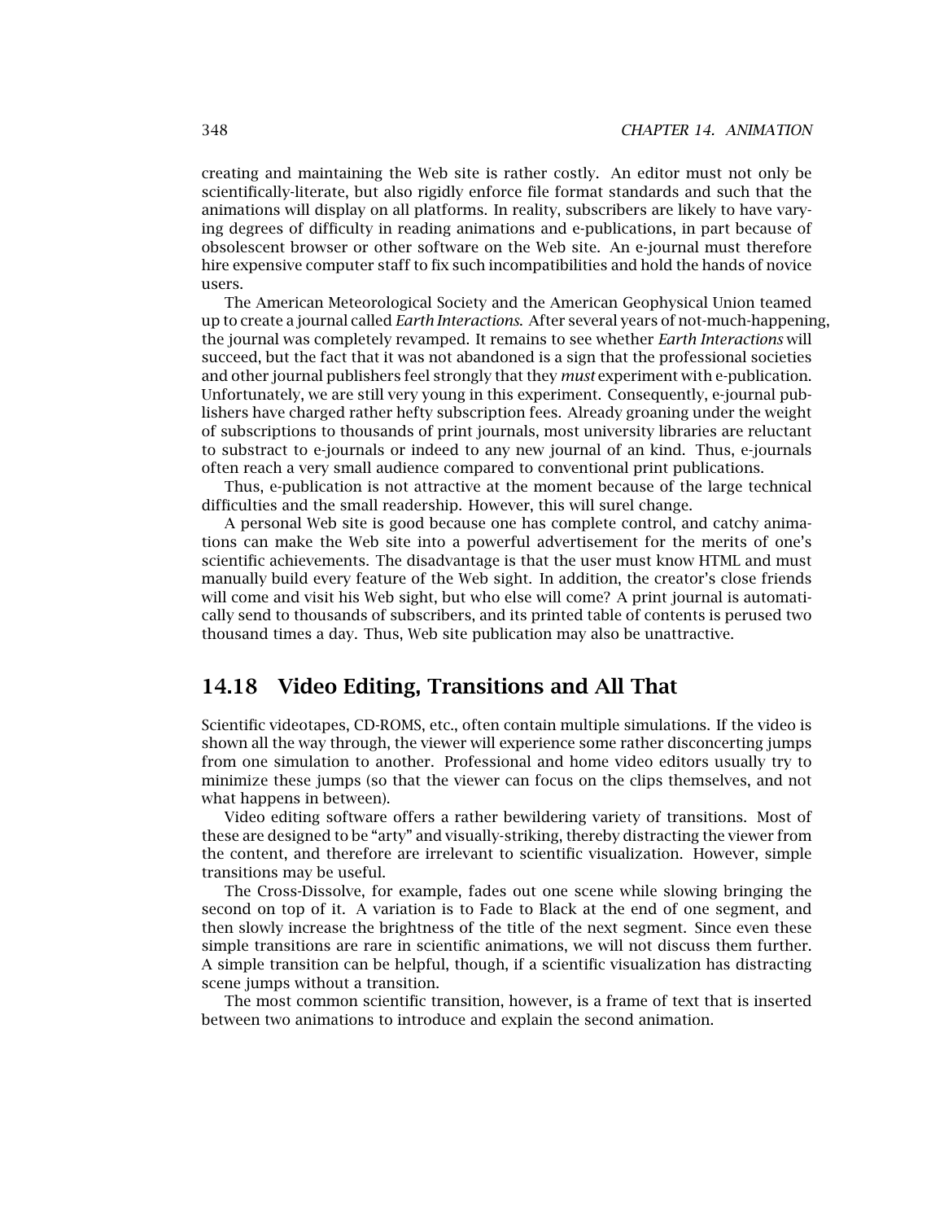creating and maintaining the Web site is rather costly. An editor must not only be scientifically-literate, but also rigidly enforce file format standards and such that the animations will display on all platforms. In reality, subscribers are likely to have varying degrees of difficulty in reading animations and e-publications, in part because of obsolescent browser or other software on the Web site. An e-journal must therefore hire expensive computer staff to fix such incompatibilities and hold the hands of novice users.

The American Meteorological Society and the American Geophysical Union teamed up to create a journal called *Earth Interactions*. After several years of not-much-happening, the journal was completely revamped. It remains to see whether *Earth Interactions* will succeed, but the fact that it was not abandoned is a sign that the professional societies and other journal publishers feel strongly that they *must* experiment with e-publication. Unfortunately, we are still very young in this experiment. Consequently, e-journal publishers have charged rather hefty subscription fees. Already groaning under the weight of subscriptions to thousands of print journals, most university libraries are reluctant to substract to e-journals or indeed to any new journal of an kind. Thus, e-journals often reach a very small audience compared to conventional print publications.

Thus, e-publication is not attractive at the moment because of the large technical difficulties and the small readership. However, this will surel change.

A personal Web site is good because one has complete control, and catchy animations can make the Web site into a powerful advertisement for the merits of one's scientific achievements. The disadvantage is that the user must know HTML and must manually build every feature of the Web sight. In addition, the creator's close friends will come and visit his Web sight, but who else will come? A print journal is automatically send to thousands of subscribers, and its printed table of contents is perused two thousand times a day. Thus, Web site publication may also be unattractive.

## 14.18 Video Editing, Transitions and All That

Scientific videotapes, CD-ROMS, etc., often contain multiple simulations. If the video is shown all the way through, the viewer will experience some rather disconcerting jumps from one simulation to another. Professional and home video editors usually try to minimize these jumps (so that the viewer can focus on the clips themselves, and not what happens in between).

Video editing software offers a rather bewildering variety of transitions. Most of these are designed to be "arty" and visually-striking, thereby distracting the viewer from the content, and therefore are irrelevant to scientific visualization. However, simple transitions may be useful.

The Cross-Dissolve, for example, fades out one scene while slowing bringing the second on top of it. A variation is to Fade to Black at the end of one segment, and then slowly increase the brightness of the title of the next segment. Since even these simple transitions are rare in scientific animations, we will not discuss them further. A simple transition can be helpful, though, if a scientific visualization has distracting scene jumps without a transition.

The most common scientific transition, however, is a frame of text that is inserted between two animations to introduce and explain the second animation.